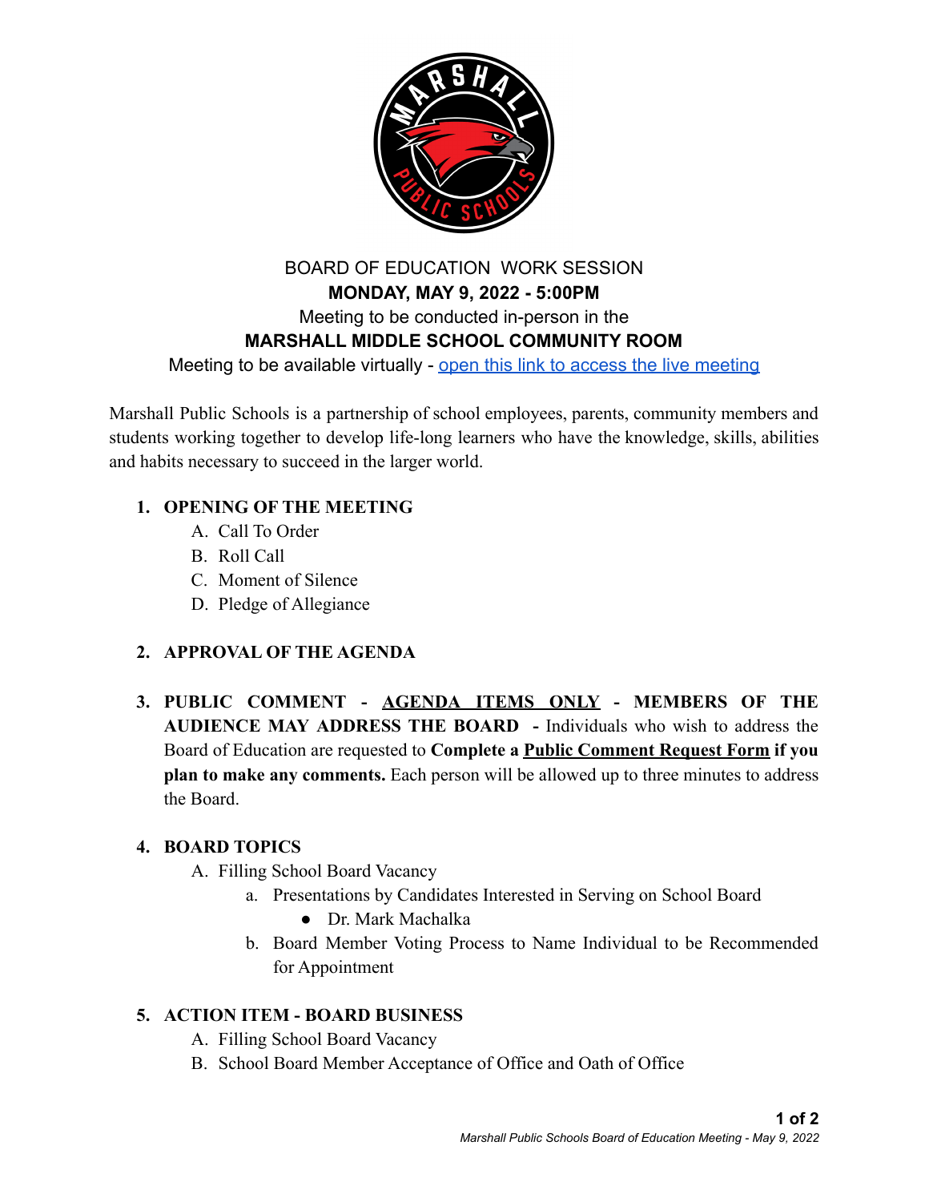# BOARD OF EDUCATION WORK SESSION

**MONDAY, MAY 9, 2022 - 5:00PM**

Meeting to be conducted in-person in the

**MARSHALL MIDDLE SCHOOL COMMUNITY ROOM**

Meeting to be available virtually - open this link to access the live meeting

Marshall Public Schools is a partnership of school employees, parents, community members and students working together to develop life-long learners who have the knowledge, skills, abilities and habits necessary to succeed in the larger world.

1. **OPENING OF THE MEETING**
   A. Call To Order
   B. Roll Call
   C. Moment of Silence
   D. Pledge of Allegiance

2. **APPROVAL OF THE AGENDA**

3. **PUBLIC COMMENT - AGENDA ITEMS ONLY - MEMBERS OF THE AUDIENCE MAY ADDRESS THE BOARD -** Individuals who wish to address the Board of Education are requested to **Complete a Public Comment Request Form if you plan to make any comments.** Each person will be allowed up to three minutes to address the Board.

4. **BOARD TOPICS**
   A. Filling School Board Vacancy
      a. Presentations by Candidates Interested in Serving on School Board
         - Dr. Mark Machalka
      b. Board Member Voting Process to Name Individual to be Recommended for Appointment

5. **ACTION ITEM - BOARD BUSINESS**
   A. Filling School Board Vacancy
   B. School Board Member Acceptance of Office and Oath of Office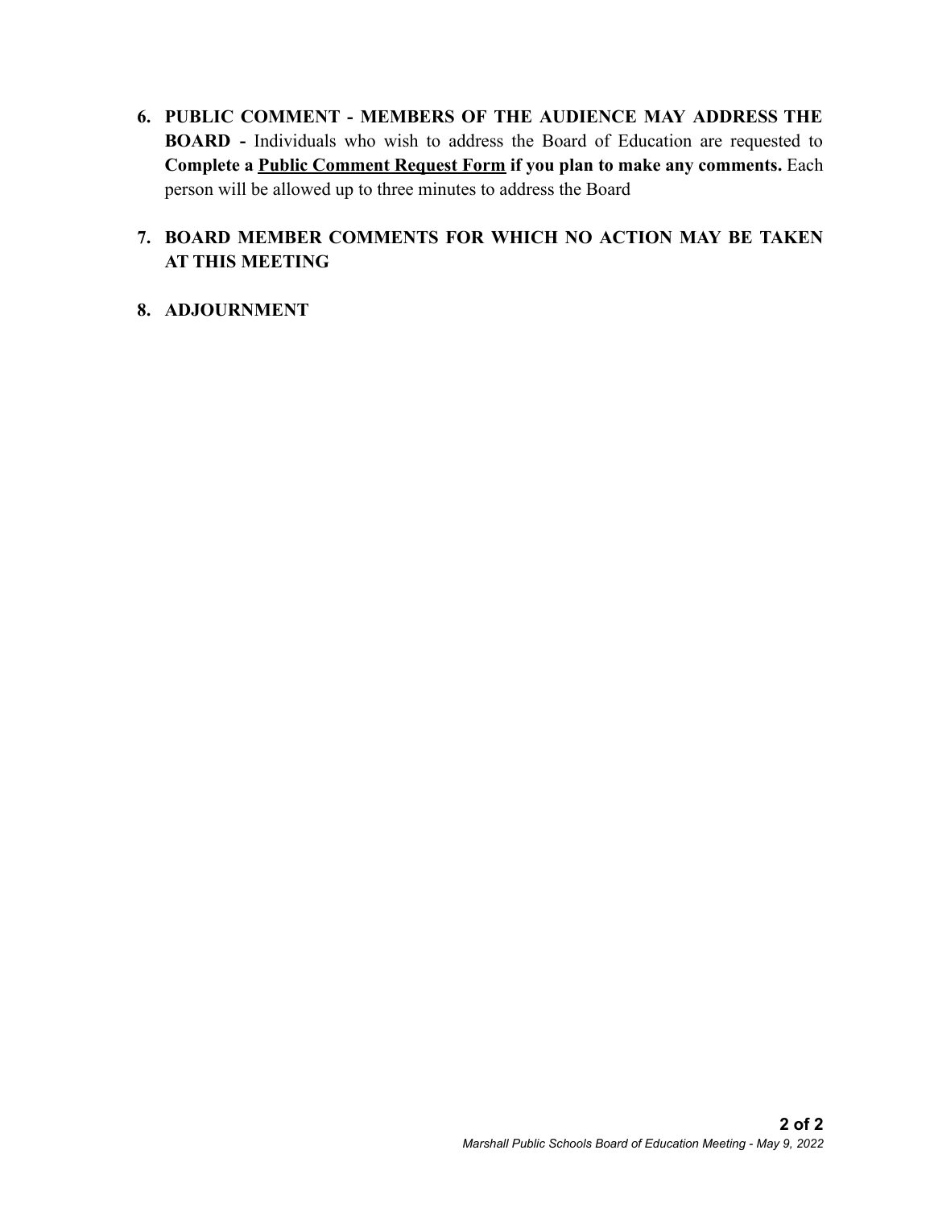6. **PUBLIC COMMENT - MEMBERS OF THE AUDIENCE MAY ADDRESS THE BOARD -** Individuals who wish to address the Board of Education are requested to **Complete a <u>Public Comment Request Form</u> if you plan to make any comments.** Each person will be allowed up to three minutes to address the Board

7. **BOARD MEMBER COMMENTS FOR WHICH NO ACTION MAY BE TAKEN AT THIS MEETING**

8. **ADJOURNMENT**